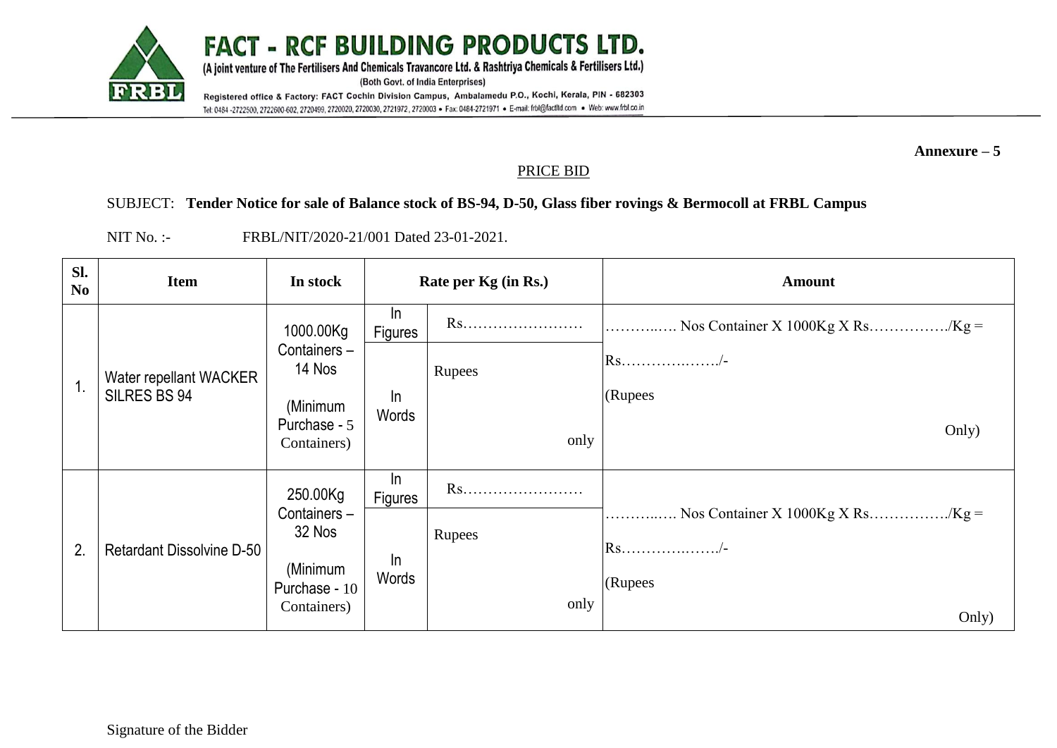# FACT - RCF BUILDING PRODUCTS LTD.

(A joint venture of The Fertilisers And Chemicals Travancore Ltd. & Rashtriya Chemicals & Fertilisers Ltd.)

(Both Govt. of India Enterprises)

Registered office & Factory: FACT Cochin Division Campus, Ambalamedu P.O., Kochi, Kerala, PIN - 682303

Tel: 0484 -2722500, 2722600-602, 2720499, 2720020, 2720030, 2721972, 2720003 • Fax: 0484-2721971 • E-mail: frbl@factltd.com • Web: www.frbl.co.in

**Annexure – 5**

PRICE BID

SUBJECT: **Tender Notice for sale of Balance stock of BS-94, D-50, Glass fiber rovings & Bermocoll at FRBL Campus**

NIT No. :- FRBL/NIT/2020-21/001 Dated 23-01-2021.

| Sl. No | Item | In stock | Rate per Kg (in Rs.) | | Amount |
|---|---|---|---|---|---|
| 1. | Water repellant WACKER SILRES BS 94 | 1000.00Kg Containers – 14 Nos (Minimum Purchase - 5 Containers) | In Figures | Rs…………………… | ………..…. Nos Container X 1000Kg X Rs……………./Kg = |
| | | | In Words | Rupees only | Rs…………..……/- (Rupees Only) |
| 2. | Retardant Dissolvine D-50 | 250.00Kg Containers – 32 Nos (Minimum Purchase - 10 Containers) | In Figures | Rs…………………… | ………..…. Nos Container X 1000Kg X Rs……………./Kg = Rs…………..……/- (Rupees Only) |
| | | | In Words | Rupees only | |

Signature of the Bidder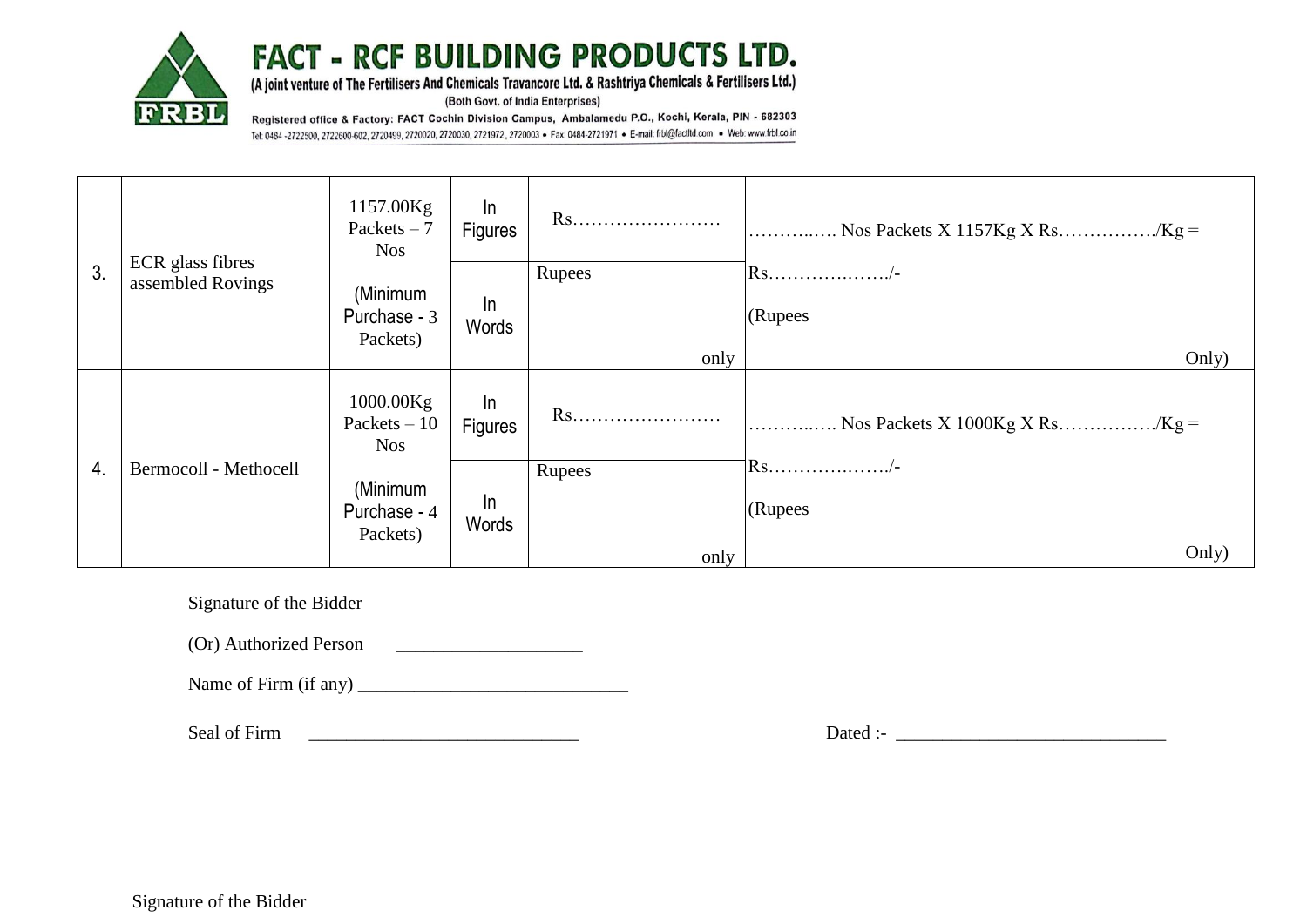# FACT - RCF BUILDING PRODUCTS LTD.

(A joint venture of The Fertilisers And Chemicals Travancore Ltd. & Rashtriya Chemicals & Fertilisers Ltd.)

(Both Govt. of India Enterprises)

Registered office & Factory: FACT Cochin Division Campus, Ambalamedu P.O., Kochi, Kerala, PIN - 682303

Tel: 0484 -2722500, 2722600-602, 2720499, 2720020, 2720030, 2721972, 2720003 • Fax: 0484-2721971 • E-mail: frbl@factltd.com • Web: www.frbl.co.in

| | | | | | |
|---|---|---|---|---|---|
| 3. | ECR glass fibres assembled Rovings | 1157.00Kg Packets – 7 Nos (Minimum Purchase - 3 Packets) | In Figures | Rs…………………… | ………..…. Nos Packets X 1157Kg X Rs……………./Kg = Rs……………..……/- (Rupees Only) |
| | | | In Words | Rupees only | |
| 4. | Bermocoll - Methocell | 1000.00Kg Packets – 10 Nos (Minimum Purchase - 4 Packets) | In Figures | Rs…………………… | ………..…. Nos Packets X 1000Kg X Rs……………./Kg = Rs……………..……/- (Rupees Only) |
| | | | In Words | Rupees only | |

Signature of the Bidder

(Or) Authorized Person ___________________

Name of Firm (if any) ____________________________

Seal of Firm ____________________________

Dated :- ____________________________

Signature of the Bidder